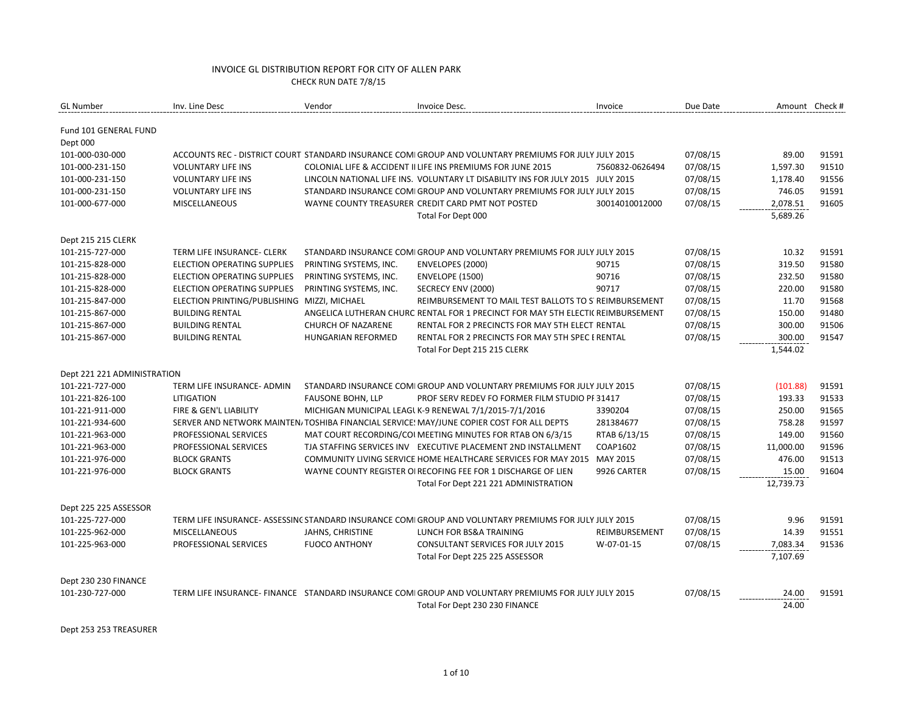# INVOICE GL DISTRIBUTION REPORT FOR CITY OF ALLEN PARK

CHECK RUN DATE 7/8/15

| GL Number | Inv. Line Desc | Vendor | Invoice Desc. | Invoice | Due Date | Amount | Check # |
|---|---|---|---|---|---|---|---|
| Fund 101 GENERAL FUND | | | | | | | |
| Dept 000 | | | | | | | |
| 101-000-030-000 | ACCOUNTS REC - DISTRICT COURT | STANDARD INSURANCE COMI | GROUP AND VOLUNTARY PREMIUMS FOR JULY | JULY 2015 | 07/08/15 | 89.00 | 91591 |
| 101-000-231-150 | VOLUNTARY LIFE INS | COLONIAL LIFE & ACCIDENT II | LIFE INS PREMIUMS FOR JUNE 2015 | 7560832-0626494 | 07/08/15 | 1,597.30 | 91510 |
| 101-000-231-150 | VOLUNTARY LIFE INS | LINCOLN NATIONAL LIFE INS. | VOLUNTARY LT DISABILITY INS FOR JULY 2015 | JULY 2015 | 07/08/15 | 1,178.40 | 91556 |
| 101-000-231-150 | VOLUNTARY LIFE INS | STANDARD INSURANCE COMI | GROUP AND VOLUNTARY PREMIUMS FOR JULY | JULY 2015 | 07/08/15 | 746.05 | 91591 |
| 101-000-677-000 | MISCELLANEOUS | WAYNE COUNTY TREASURER | CREDIT CARD PMT NOT POSTED | 30014010012000 | 07/08/15 | 2,078.51 | 91605 |
| | | | Total For Dept 000 | | | 5,689.26 | |
| Dept 215 215 CLERK | | | | | | | |
| 101-215-727-000 | TERM LIFE INSURANCE- CLERK | STANDARD INSURANCE COMI | GROUP AND VOLUNTARY PREMIUMS FOR JULY | JULY 2015 | 07/08/15 | 10.32 | 91591 |
| 101-215-828-000 | ELECTION OPERATING SUPPLIES | PRINTING SYSTEMS, INC. | ENVELOPES (2000) | 90715 | 07/08/15 | 319.50 | 91580 |
| 101-215-828-000 | ELECTION OPERATING SUPPLIES | PRINTING SYSTEMS, INC. | ENVELOPE (1500) | 90716 | 07/08/15 | 232.50 | 91580 |
| 101-215-828-000 | ELECTION OPERATING SUPPLIES | PRINTING SYSTEMS, INC. | SECRECY ENV (2000) | 90717 | 07/08/15 | 220.00 | 91580 |
| 101-215-847-000 | ELECTION PRINTING/PUBLISHING | MIZZI, MICHAEL | REIMBURSEMENT TO MAIL TEST BALLOTS TO S | REIMBURSEMENT | 07/08/15 | 11.70 | 91568 |
| 101-215-867-000 | BUILDING RENTAL | ANGELICA LUTHERAN CHURC | RENTAL FOR 1 PRECINCT FOR MAY 5TH ELECTI( | REIMBURSEMENT | 07/08/15 | 150.00 | 91480 |
| 101-215-867-000 | BUILDING RENTAL | CHURCH OF NAZARENE | RENTAL FOR 2 PRECINCTS FOR MAY 5TH ELECT | RENTAL | 07/08/15 | 300.00 | 91506 |
| 101-215-867-000 | BUILDING RENTAL | HUNGARIAN REFORMED | RENTAL FOR 2 PRECINCTS FOR MAY 5TH SPEC E | RENTAL | 07/08/15 | 300.00 | 91547 |
| | | | Total For Dept 215 215 CLERK | | | 1,544.02 | |
| Dept 221 221 ADMINISTRATION | | | | | | | |
| 101-221-727-000 | TERM LIFE INSURANCE- ADMIN | STANDARD INSURANCE COMI | GROUP AND VOLUNTARY PREMIUMS FOR JULY | JULY 2015 | 07/08/15 | (101.88) | 91591 |
| 101-221-826-100 | LITIGATION | FAUSONE BOHN, LLP | PROF SERV REDEV FO FORMER FILM STUDIO PI | 31417 | 07/08/15 | 193.33 | 91533 |
| 101-221-911-000 | FIRE & GEN'L LIABILITY | MICHIGAN MUNICIPAL LEAGU | K-9 RENEWAL 7/1/2015-7/1/2016 | 3390204 | 07/08/15 | 250.00 | 91565 |
| 101-221-934-600 | SERVER AND NETWORK MAINTEN/ | TOSHIBA FINANCIAL SERVICE! | MAY/JUNE COPIER COST FOR ALL DEPTS | 281384677 | 07/08/15 | 758.28 | 91597 |
| 101-221-963-000 | PROFESSIONAL SERVICES | MAT COURT RECORDING/COI | MEETING MINUTES FOR RTAB ON 6/3/15 | RTAB 6/13/15 | 07/08/15 | 149.00 | 91560 |
| 101-221-963-000 | PROFESSIONAL SERVICES | TJA STAFFING SERVICES INV | EXECUTIVE PLACEMENT 2ND INSTALLMENT | COAP1602 | 07/08/15 | 11,000.00 | 91596 |
| 101-221-976-000 | BLOCK GRANTS | COMMUNITY LIVING SERVICE | HOME HEALTHCARE SERVICES FOR MAY 2015 | MAY 2015 | 07/08/15 | 476.00 | 91513 |
| 101-221-976-000 | BLOCK GRANTS | WAYNE COUNTY REGISTER OI | RECOFING FEE FOR 1 DISCHARGE OF LIEN | 9926 CARTER | 07/08/15 | 15.00 | 91604 |
| | | | Total For Dept 221 221 ADMINISTRATION | | | 12,739.73 | |
| Dept 225 225 ASSESSOR | | | | | | | |
| 101-225-727-000 | TERM LIFE INSURANCE- ASSESSING | STANDARD INSURANCE COMI | GROUP AND VOLUNTARY PREMIUMS FOR JULY | JULY 2015 | 07/08/15 | 9.96 | 91591 |
| 101-225-962-000 | MISCELLANEOUS | JAHNS, CHRISTINE | LUNCH FOR BS&A TRAINING | REIMBURSEMENT | 07/08/15 | 14.39 | 91551 |
| 101-225-963-000 | PROFESSIONAL SERVICES | FUOCO ANTHONY | CONSULTANT SERVICES FOR JULY 2015 | W-07-01-15 | 07/08/15 | 7,083.34 | 91536 |
| | | | Total For Dept 225 225 ASSESSOR | | | 7,107.69 | |
| Dept 230 230 FINANCE | | | | | | | |
| 101-230-727-000 | TERM LIFE INSURANCE- FINANCE | STANDARD INSURANCE COMI | GROUP AND VOLUNTARY PREMIUMS FOR JULY | JULY 2015 | 07/08/15 | 24.00 | 91591 |
| | | | Total For Dept 230 230 FINANCE | | | 24.00 | |
| Dept 253 253 TREASURER | | | | | | | |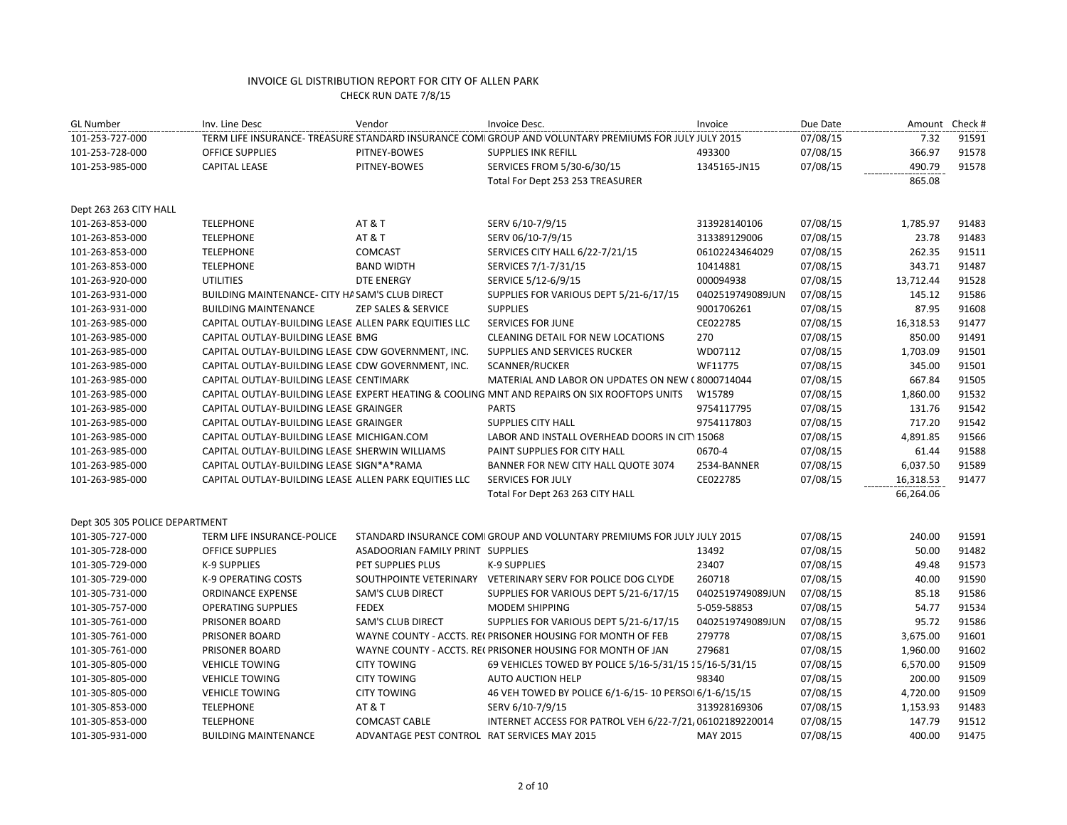# INVOICE GL DISTRIBUTION REPORT FOR CITY OF ALLEN PARK

CHECK RUN DATE 7/8/15

| GL Number | Inv. Line Desc | Vendor | Invoice Desc. | Invoice | Due Date | Amount | Check # |
|---|---|---|---|---|---|---|---|
| 101-253-727-000 | TERM LIFE INSURANCE- TREASURE | STANDARD INSURANCE COMI | GROUP AND VOLUNTARY PREMIUMS FOR JULY | JULY 2015 | 07/08/15 | 7.32 | 91591 |
| 101-253-728-000 | OFFICE SUPPLIES | PITNEY-BOWES | SUPPLIES INK REFILL | 493300 | 07/08/15 | 366.97 | 91578 |
| 101-253-985-000 | CAPITAL LEASE | PITNEY-BOWES | SERVICES FROM 5/30-6/30/15 | 1345165-JN15 | 07/08/15 | 490.79 | 91578 |
| | | | Total For Dept 253 253 TREASURER | | | 865.08 | |
| Dept 263 263 CITY HALL | | | | | | | |
| 101-263-853-000 | TELEPHONE | AT & T | SERV 6/10-7/9/15 | 313928140106 | 07/08/15 | 1,785.97 | 91483 |
| 101-263-853-000 | TELEPHONE | AT & T | SERV 06/10-7/9/15 | 313389129006 | 07/08/15 | 23.78 | 91483 |
| 101-263-853-000 | TELEPHONE | COMCAST | SERVICES CITY HALL 6/22-7/21/15 | 06102243464029 | 07/08/15 | 262.35 | 91511 |
| 101-263-853-000 | TELEPHONE | BAND WIDTH | SERVICES 7/1-7/31/15 | 10414881 | 07/08/15 | 343.71 | 91487 |
| 101-263-920-000 | UTILITIES | DTE ENERGY | SERVICE 5/12-6/9/15 | 000094938 | 07/08/15 | 13,712.44 | 91528 |
| 101-263-931-000 | BUILDING MAINTENANCE- CITY HA | SAM'S CLUB DIRECT | SUPPLIES FOR VARIOUS DEPT 5/21-6/17/15 | 0402519749089JUN | 07/08/15 | 145.12 | 91586 |
| 101-263-931-000 | BUILDING MAINTENANCE | ZEP SALES & SERVICE | SUPPLIES | 9001706261 | 07/08/15 | 87.95 | 91608 |
| 101-263-985-000 | CAPITAL OUTLAY-BUILDING LEASE | ALLEN PARK EQUITIES LLC | SERVICES FOR JUNE | CE022785 | 07/08/15 | 16,318.53 | 91477 |
| 101-263-985-000 | CAPITAL OUTLAY-BUILDING LEASE | BMG | CLEANING DETAIL FOR NEW LOCATIONS | 270 | 07/08/15 | 850.00 | 91491 |
| 101-263-985-000 | CAPITAL OUTLAY-BUILDING LEASE | CDW GOVERNMENT, INC. | SUPPLIES AND SERVICES RUCKER | WD07112 | 07/08/15 | 1,703.09 | 91501 |
| 101-263-985-000 | CAPITAL OUTLAY-BUILDING LEASE | CDW GOVERNMENT, INC. | SCANNER/RUCKER | WF11775 | 07/08/15 | 345.00 | 91501 |
| 101-263-985-000 | CAPITAL OUTLAY-BUILDING LEASE | CENTIMARK | MATERIAL AND LABOR ON UPDATES ON NEW ( | 8000714044 | 07/08/15 | 667.84 | 91505 |
| 101-263-985-000 | CAPITAL OUTLAY-BUILDING LEASE | EXPERT HEATING & COOLING | MNT AND REPAIRS ON SIX ROOFTOPS UNITS | W15789 | 07/08/15 | 1,860.00 | 91532 |
| 101-263-985-000 | CAPITAL OUTLAY-BUILDING LEASE | GRAINGER | PARTS | 9754117795 | 07/08/15 | 131.76 | 91542 |
| 101-263-985-000 | CAPITAL OUTLAY-BUILDING LEASE | GRAINGER | SUPPLIES CITY HALL | 9754117803 | 07/08/15 | 717.20 | 91542 |
| 101-263-985-000 | CAPITAL OUTLAY-BUILDING LEASE | MICHIGAN.COM | LABOR AND INSTALL OVERHEAD DOORS IN CITY | 15068 | 07/08/15 | 4,891.85 | 91566 |
| 101-263-985-000 | CAPITAL OUTLAY-BUILDING LEASE | SHERWIN WILLIAMS | PAINT SUPPLIES FOR CITY HALL | 0670-4 | 07/08/15 | 61.44 | 91588 |
| 101-263-985-000 | CAPITAL OUTLAY-BUILDING LEASE | SIGN*A*RAMA | BANNER FOR NEW CITY HALL QUOTE 3074 | 2534-BANNER | 07/08/15 | 6,037.50 | 91589 |
| 101-263-985-000 | CAPITAL OUTLAY-BUILDING LEASE | ALLEN PARK EQUITIES LLC | SERVICES FOR JULY | CE022785 | 07/08/15 | 16,318.53 | 91477 |
| | | | Total For Dept 263 263 CITY HALL | | | 66,264.06 | |
| Dept 305 305 POLICE DEPARTMENT | | | | | | | |
| 101-305-727-000 | TERM LIFE INSURANCE-POLICE | STANDARD INSURANCE COMI | GROUP AND VOLUNTARY PREMIUMS FOR JULY | JULY 2015 | 07/08/15 | 240.00 | 91591 |
| 101-305-728-000 | OFFICE SUPPLIES | ASADOORIAN FAMILY PRINT | SUPPLIES | 13492 | 07/08/15 | 50.00 | 91482 |
| 101-305-729-000 | K-9 SUPPLIES | PET SUPPLIES PLUS | K-9 SUPPLIES | 23407 | 07/08/15 | 49.48 | 91573 |
| 101-305-729-000 | K-9 OPERATING COSTS | SOUTHPOINTE VETERINARY | VETERINARY SERV FOR POLICE DOG CLYDE | 260718 | 07/08/15 | 40.00 | 91590 |
| 101-305-731-000 | ORDINANCE EXPENSE | SAM'S CLUB DIRECT | SUPPLIES FOR VARIOUS DEPT 5/21-6/17/15 | 0402519749089JUN | 07/08/15 | 85.18 | 91586 |
| 101-305-757-000 | OPERATING SUPPLIES | FEDEX | MODEM SHIPPING | 5-059-58853 | 07/08/15 | 54.77 | 91534 |
| 101-305-761-000 | PRISONER BOARD | SAM'S CLUB DIRECT | SUPPLIES FOR VARIOUS DEPT 5/21-6/17/15 | 0402519749089JUN | 07/08/15 | 95.72 | 91586 |
| 101-305-761-000 | PRISONER BOARD | WAYNE COUNTY - ACCTS. RE( | PRISONER HOUSING FOR MONTH OF FEB | 279778 | 07/08/15 | 3,675.00 | 91601 |
| 101-305-761-000 | PRISONER BOARD | WAYNE COUNTY - ACCTS. RE( | PRISONER HOUSING FOR MONTH OF JAN | 279681 | 07/08/15 | 1,960.00 | 91602 |
| 101-305-805-000 | VEHICLE TOWING | CITY TOWING | 69 VEHICLES TOWED BY POLICE 5/16-5/31/15 | 5/16-5/31/15 | 07/08/15 | 6,570.00 | 91509 |
| 101-305-805-000 | VEHICLE TOWING | CITY TOWING | AUTO AUCTION HELP | 98340 | 07/08/15 | 200.00 | 91509 |
| 101-305-805-000 | VEHICLE TOWING | CITY TOWING | 46 VEH TOWED BY POLICE 6/1-6/15- 10 PERSOI | 6/1-6/15/15 | 07/08/15 | 4,720.00 | 91509 |
| 101-305-853-000 | TELEPHONE | AT & T | SERV 6/10-7/9/15 | 313928169306 | 07/08/15 | 1,153.93 | 91483 |
| 101-305-853-000 | TELEPHONE | COMCAST CABLE | INTERNET ACCESS FOR PATROL VEH 6/22-7/21, | 06102189220014 | 07/08/15 | 147.79 | 91512 |
| 101-305-931-000 | BUILDING MAINTENANCE | ADVANTAGE PEST CONTROL | RAT SERVICES MAY 2015 | MAY 2015 | 07/08/15 | 400.00 | 91475 |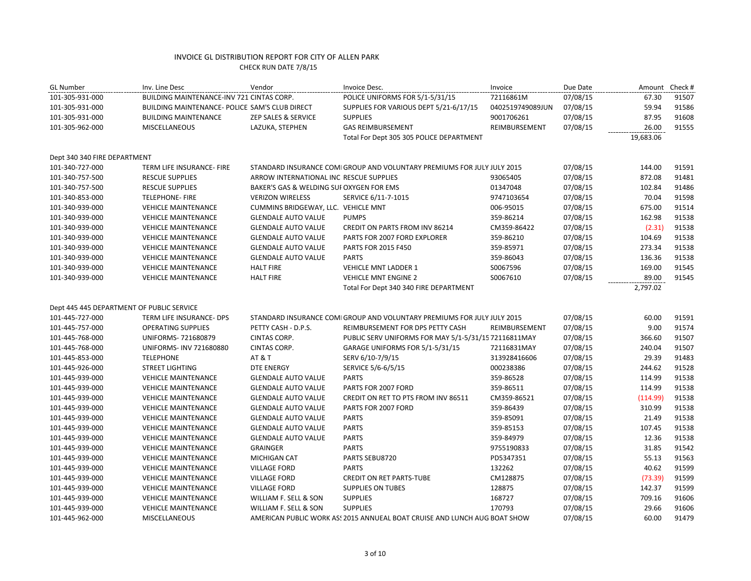# INVOICE GL DISTRIBUTION REPORT FOR CITY OF ALLEN PARK

CHECK RUN DATE 7/8/15

| GL Number | Inv. Line Desc | Vendor | Invoice Desc. | Invoice | Due Date | Amount | Check # |
|---|---|---|---|---|---|---|---|
| 101-305-931-000 | BUILDING MAINTENANCE-INV 721 | CINTAS CORP. | POLICE UNIFORMS FOR 5/1-5/31/15 | 72116861M | 07/08/15 | 67.30 | 91507 |
| 101-305-931-000 | BUILDING MAINTENANCE- POLICE | SAM'S CLUB DIRECT | SUPPLIES FOR VARIOUS DEPT 5/21-6/17/15 | 0402519749089JUN | 07/08/15 | 59.94 | 91586 |
| 101-305-931-000 | BUILDING MAINTENANCE | ZEP SALES & SERVICE | SUPPLIES | 9001706261 | 07/08/15 | 87.95 | 91608 |
| 101-305-962-000 | MISCELLANEOUS | LAZUKA, STEPHEN | GAS REIMBURSEMENT | REIMBURSEMENT | 07/08/15 | 26.00 | 91555 |
| | | | Total For Dept 305 305 POLICE DEPARTMENT | | | 19,683.06 | |
| Dept 340 340 FIRE DEPARTMENT | | | | | | | |
| 101-340-727-000 | TERM LIFE INSURANCE- FIRE | STANDARD INSURANCE COMI | GROUP AND VOLUNTARY PREMIUMS FOR JULY | JULY 2015 | 07/08/15 | 144.00 | 91591 |
| 101-340-757-500 | RESCUE SUPPLIES | ARROW INTERNATIONAL INC | RESCUE SUPPLIES | 93065405 | 07/08/15 | 872.08 | 91481 |
| 101-340-757-500 | RESCUE SUPPLIES | BAKER'S GAS & WELDING SUI | OXYGEN FOR EMS | 01347048 | 07/08/15 | 102.84 | 91486 |
| 101-340-853-000 | TELEPHONE- FIRE | VERIZON WIRELESS | SERVICE 6/11-7-1015 | 9747103654 | 07/08/15 | 70.04 | 91598 |
| 101-340-939-000 | VEHICLE MAINTENANCE | CUMMINS BRIDGEWAY, LLC. | VEHICLE MNT | 006-95015 | 07/08/15 | 675.00 | 91514 |
| 101-340-939-000 | VEHICLE MAINTENANCE | GLENDALE AUTO VALUE | PUMPS | 359-86214 | 07/08/15 | 162.98 | 91538 |
| 101-340-939-000 | VEHICLE MAINTENANCE | GLENDALE AUTO VALUE | CREDIT ON PARTS FROM INV 86214 | CM359-86422 | 07/08/15 | (2.31) | 91538 |
| 101-340-939-000 | VEHICLE MAINTENANCE | GLENDALE AUTO VALUE | PARTS FOR 2007 FORD EXPLORER | 359-86210 | 07/08/15 | 104.69 | 91538 |
| 101-340-939-000 | VEHICLE MAINTENANCE | GLENDALE AUTO VALUE | PARTS FOR 2015 F450 | 359-85971 | 07/08/15 | 273.34 | 91538 |
| 101-340-939-000 | VEHICLE MAINTENANCE | GLENDALE AUTO VALUE | PARTS | 359-86043 | 07/08/15 | 136.36 | 91538 |
| 101-340-939-000 | VEHICLE MAINTENANCE | HALT FIRE | VEHICLE MNT LADDER 1 | S0067596 | 07/08/15 | 169.00 | 91545 |
| 101-340-939-000 | VEHICLE MAINTENANCE | HALT FIRE | VEHICLE MNT ENGINE 2 | S0067610 | 07/08/15 | 89.00 | 91545 |
| | | | Total For Dept 340 340 FIRE DEPARTMENT | | | 2,797.02 | |
| Dept 445 445 DEPARTMENT OF PUBLIC SERVICE | | | | | | | |
| 101-445-727-000 | TERM LIFE INSURANCE- DPS | STANDARD INSURANCE COMI | GROUP AND VOLUNTARY PREMIUMS FOR JULY | JULY 2015 | 07/08/15 | 60.00 | 91591 |
| 101-445-757-000 | OPERATING SUPPLIES | PETTY CASH - D.P.S. | REIMBURSEMENT FOR DPS PETTY CASH | REIMBURSEMENT | 07/08/15 | 9.00 | 91574 |
| 101-445-768-000 | UNIFORMS- 721680879 | CINTAS CORP. | PUBLIC SERV UNIFORMS FOR MAY 5/1-5/31/15 | 72116811MAY | 07/08/15 | 366.60 | 91507 |
| 101-445-768-000 | UNIFORMS- INV 721680880 | CINTAS CORP. | GARAGE UNIFORMS FOR 5/1-5/31/15 | 72116831MAY | 07/08/15 | 240.04 | 91507 |
| 101-445-853-000 | TELEPHONE | AT & T | SERV 6/10-7/9/15 | 313928416606 | 07/08/15 | 29.39 | 91483 |
| 101-445-926-000 | STREET LIGHTING | DTE ENERGY | SERVICE 5/6-6/5/15 | 000238386 | 07/08/15 | 244.62 | 91528 |
| 101-445-939-000 | VEHICLE MAINTENANCE | GLENDALE AUTO VALUE | PARTS | 359-86528 | 07/08/15 | 114.99 | 91538 |
| 101-445-939-000 | VEHICLE MAINTENANCE | GLENDALE AUTO VALUE | PARTS FOR 2007 FORD | 359-86511 | 07/08/15 | 114.99 | 91538 |
| 101-445-939-000 | VEHICLE MAINTENANCE | GLENDALE AUTO VALUE | CREDIT ON RET TO PTS FROM INV 86511 | CM359-86521 | 07/08/15 | (114.99) | 91538 |
| 101-445-939-000 | VEHICLE MAINTENANCE | GLENDALE AUTO VALUE | PARTS FOR 2007 FORD | 359-86439 | 07/08/15 | 310.99 | 91538 |
| 101-445-939-000 | VEHICLE MAINTENANCE | GLENDALE AUTO VALUE | PARTS | 359-85091 | 07/08/15 | 21.49 | 91538 |
| 101-445-939-000 | VEHICLE MAINTENANCE | GLENDALE AUTO VALUE | PARTS | 359-85153 | 07/08/15 | 107.45 | 91538 |
| 101-445-939-000 | VEHICLE MAINTENANCE | GLENDALE AUTO VALUE | PARTS | 359-84979 | 07/08/15 | 12.36 | 91538 |
| 101-445-939-000 | VEHICLE MAINTENANCE | GRAINGER | PARTS | 9755190833 | 07/08/15 | 31.85 | 91542 |
| 101-445-939-000 | VEHICLE MAINTENANCE | MICHIGAN CAT | PARTS SEBU8720 | PD5347351 | 07/08/15 | 55.13 | 91563 |
| 101-445-939-000 | VEHICLE MAINTENANCE | VILLAGE FORD | PARTS | 132262 | 07/08/15 | 40.62 | 91599 |
| 101-445-939-000 | VEHICLE MAINTENANCE | VILLAGE FORD | CREDIT ON RET PARTS-TUBE | CM128875 | 07/08/15 | (73.39) | 91599 |
| 101-445-939-000 | VEHICLE MAINTENANCE | VILLAGE FORD | SUPPLIES ON TUBES | 128875 | 07/08/15 | 142.37 | 91599 |
| 101-445-939-000 | VEHICLE MAINTENANCE | WILLIAM F. SELL & SON | SUPPLIES | 168727 | 07/08/15 | 709.16 | 91606 |
| 101-445-939-000 | VEHICLE MAINTENANCE | WILLIAM F. SELL & SON | SUPPLIES | 170793 | 07/08/15 | 29.66 | 91606 |
| 101-445-962-000 | MISCELLANEOUS | AMERICAN PUBLIC WORK AS! | 2015 ANNUEAL BOAT CRUISE AND LUNCH | AUG BOAT SHOW | 07/08/15 | 60.00 | 91479 |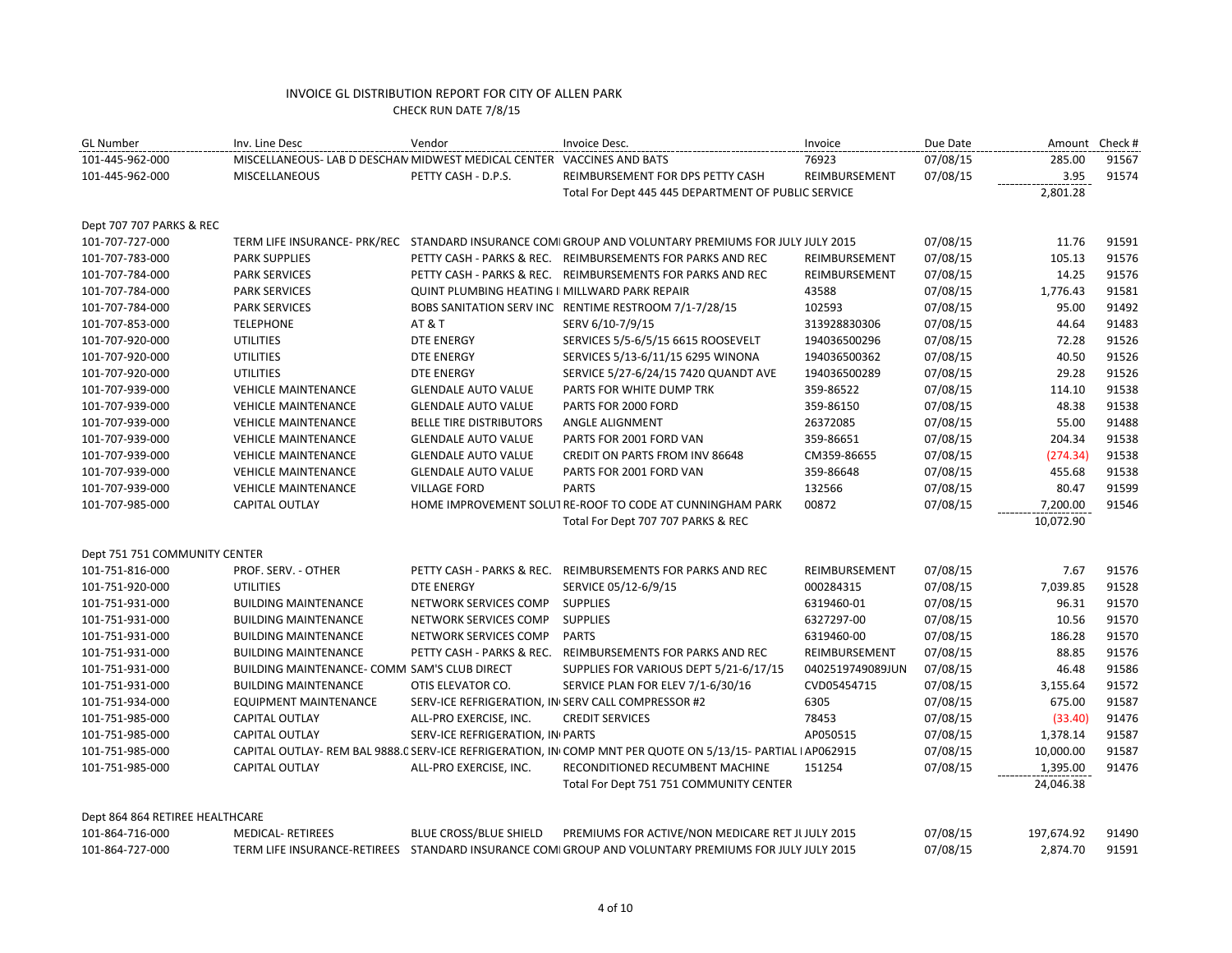# INVOICE GL DISTRIBUTION REPORT FOR CITY OF ALLEN PARK

CHECK RUN DATE 7/8/15

| GL Number | Inv. Line Desc | Vendor | Invoice Desc. | Invoice | Due Date | Amount | Check # |
|---|---|---|---|---|---|---|---|
| 101-445-962-000 | MISCELLANEOUS- LAB D DESCHAN | MIDWEST MEDICAL CENTER | VACCINES AND BATS | 76923 | 07/08/15 | 285.00 | 91567 |
| 101-445-962-000 | MISCELLANEOUS | PETTY CASH - D.P.S. | REIMBURSEMENT FOR DPS PETTY CASH | REIMBURSEMENT | 07/08/15 | 3.95 | 91574 |
| | | | Total For Dept 445 445 DEPARTMENT OF PUBLIC SERVICE | | | 2,801.28 | |
| Dept 707 707 PARKS & REC | | | | | | | |
| 101-707-727-000 | TERM LIFE INSURANCE- PRK/REC | STANDARD INSURANCE COMI | GROUP AND VOLUNTARY PREMIUMS FOR JULY | JULY 2015 | 07/08/15 | 11.76 | 91591 |
| 101-707-783-000 | PARK SUPPLIES | PETTY CASH - PARKS & REC. | REIMBURSEMENTS FOR PARKS AND REC | REIMBURSEMENT | 07/08/15 | 105.13 | 91576 |
| 101-707-784-000 | PARK SERVICES | PETTY CASH - PARKS & REC. | REIMBURSEMENTS FOR PARKS AND REC | REIMBURSEMENT | 07/08/15 | 14.25 | 91576 |
| 101-707-784-000 | PARK SERVICES | QUINT PLUMBING HEATING I | MILLWARD PARK REPAIR | 43588 | 07/08/15 | 1,776.43 | 91581 |
| 101-707-784-000 | PARK SERVICES | BOBS SANITATION SERV INC | RENTIME RESTROOM 7/1-7/28/15 | 102593 | 07/08/15 | 95.00 | 91492 |
| 101-707-853-000 | TELEPHONE | AT & T | SERV 6/10-7/9/15 | 313928830306 | 07/08/15 | 44.64 | 91483 |
| 101-707-920-000 | UTILITIES | DTE ENERGY | SERVICES 5/5-6/5/15 6615 ROOSEVELT | 194036500296 | 07/08/15 | 72.28 | 91526 |
| 101-707-920-000 | UTILITIES | DTE ENERGY | SERVICES 5/13-6/11/15 6295 WINONA | 194036500362 | 07/08/15 | 40.50 | 91526 |
| 101-707-920-000 | UTILITIES | DTE ENERGY | SERVICE 5/27-6/24/15 7420 QUANDT AVE | 194036500289 | 07/08/15 | 29.28 | 91526 |
| 101-707-939-000 | VEHICLE MAINTENANCE | GLENDALE AUTO VALUE | PARTS FOR WHITE DUMP TRK | 359-86522 | 07/08/15 | 114.10 | 91538 |
| 101-707-939-000 | VEHICLE MAINTENANCE | GLENDALE AUTO VALUE | PARTS FOR 2000 FORD | 359-86150 | 07/08/15 | 48.38 | 91538 |
| 101-707-939-000 | VEHICLE MAINTENANCE | BELLE TIRE DISTRIBUTORS | ANGLE ALIGNMENT | 26372085 | 07/08/15 | 55.00 | 91488 |
| 101-707-939-000 | VEHICLE MAINTENANCE | GLENDALE AUTO VALUE | PARTS FOR 2001 FORD VAN | 359-86651 | 07/08/15 | 204.34 | 91538 |
| 101-707-939-000 | VEHICLE MAINTENANCE | GLENDALE AUTO VALUE | CREDIT ON PARTS FROM INV 86648 | CM359-86655 | 07/08/15 | (274.34) | 91538 |
| 101-707-939-000 | VEHICLE MAINTENANCE | GLENDALE AUTO VALUE | PARTS FOR 2001 FORD VAN | 359-86648 | 07/08/15 | 455.68 | 91538 |
| 101-707-939-000 | VEHICLE MAINTENANCE | VILLAGE FORD | PARTS | 132566 | 07/08/15 | 80.47 | 91599 |
| 101-707-985-000 | CAPITAL OUTLAY | HOME IMPROVEMENT SOLUT | RE-ROOF TO CODE AT CUNNINGHAM PARK | 00872 | 07/08/15 | 7,200.00 | 91546 |
| | | | Total For Dept 707 707 PARKS & REC | | | 10,072.90 | |
| Dept 751 751 COMMUNITY CENTER | | | | | | | |
| 101-751-816-000 | PROF. SERV. - OTHER | PETTY CASH - PARKS & REC. | REIMBURSEMENTS FOR PARKS AND REC | REIMBURSEMENT | 07/08/15 | 7.67 | 91576 |
| 101-751-920-000 | UTILITIES | DTE ENERGY | SERVICE 05/12-6/9/15 | 000284315 | 07/08/15 | 7,039.85 | 91528 |
| 101-751-931-000 | BUILDING MAINTENANCE | NETWORK SERVICES COMP | SUPPLIES | 6319460-01 | 07/08/15 | 96.31 | 91570 |
| 101-751-931-000 | BUILDING MAINTENANCE | NETWORK SERVICES COMP | SUPPLIES | 6327297-00 | 07/08/15 | 10.56 | 91570 |
| 101-751-931-000 | BUILDING MAINTENANCE | NETWORK SERVICES COMP | PARTS | 6319460-00 | 07/08/15 | 186.28 | 91570 |
| 101-751-931-000 | BUILDING MAINTENANCE | PETTY CASH - PARKS & REC. | REIMBURSEMENTS FOR PARKS AND REC | REIMBURSEMENT | 07/08/15 | 88.85 | 91576 |
| 101-751-931-000 | BUILDING MAINTENANCE- COMM | SAM'S CLUB DIRECT | SUPPLIES FOR VARIOUS DEPT 5/21-6/17/15 | 0402519749089JUN | 07/08/15 | 46.48 | 91586 |
| 101-751-931-000 | BUILDING MAINTENANCE | OTIS ELEVATOR CO. | SERVICE PLAN FOR ELEV 7/1-6/30/16 | CVD05454715 | 07/08/15 | 3,155.64 | 91572 |
| 101-751-934-000 | EQUIPMENT MAINTENANCE | SERV-ICE REFRIGERATION, IN | SERV CALL COMPRESSOR #2 | 6305 | 07/08/15 | 675.00 | 91587 |
| 101-751-985-000 | CAPITAL OUTLAY | ALL-PRO EXERCISE, INC. | CREDIT SERVICES | 78453 | 07/08/15 | (33.40) | 91476 |
| 101-751-985-000 | CAPITAL OUTLAY | SERV-ICE REFRIGERATION, IN | PARTS | AP050515 | 07/08/15 | 1,378.14 | 91587 |
| 101-751-985-000 | CAPITAL OUTLAY- REM BAL 9888.0 | SERV-ICE REFRIGERATION, IN | COMP MNT PER QUOTE ON 5/13/15- PARTIAL I | AP062915 | 07/08/15 | 10,000.00 | 91587 |
| 101-751-985-000 | CAPITAL OUTLAY | ALL-PRO EXERCISE, INC. | RECONDITIONED RECUMBENT MACHINE | 151254 | 07/08/15 | 1,395.00 | 91476 |
| | | | Total For Dept 751 751 COMMUNITY CENTER | | | 24,046.38 | |
| Dept 864 864 RETIREE HEALTHCARE | | | | | | | |
| 101-864-716-000 | MEDICAL- RETIREES | BLUE CROSS/BLUE SHIELD | PREMIUMS FOR ACTIVE/NON MEDICARE RET JU | JULY 2015 | 07/08/15 | 197,674.92 | 91490 |
| 101-864-727-000 | TERM LIFE INSURANCE-RETIREES | STANDARD INSURANCE COMI | GROUP AND VOLUNTARY PREMIUMS FOR JULY | JULY 2015 | 07/08/15 | 2,874.70 | 91591 |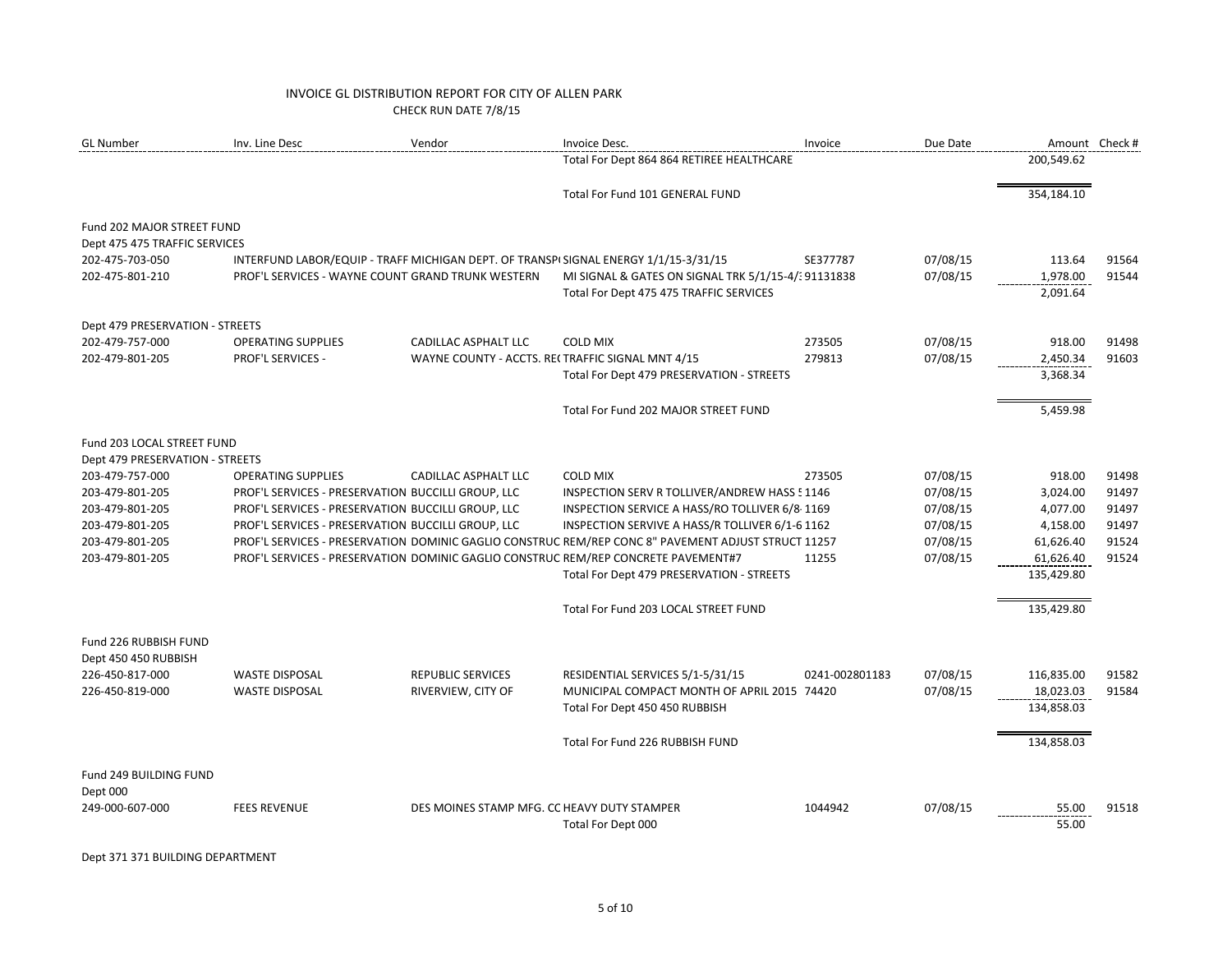INVOICE GL DISTRIBUTION REPORT FOR CITY OF ALLEN PARK
CHECK RUN DATE 7/8/15

| GL Number | Inv. Line Desc | Vendor | Invoice Desc. | Invoice | Due Date | Amount | Check # |
|---|---|---|---|---|---|---|---|
| | | | Total For Dept 864 864 RETIREE HEALTHCARE | | | 200,549.62 | |
| | | | Total For Fund 101 GENERAL FUND | | | 354,184.10 | |
| Fund 202 MAJOR STREET FUND | | | | | | | |
| Dept 475 475 TRAFFIC SERVICES | | | | | | | |
| 202-475-703-050 | INTERFUND LABOR/EQUIP - TRAFF | MICHIGAN DEPT. OF TRANSP( | SIGNAL ENERGY 1/1/15-3/31/15 | SE377787 | 07/08/15 | 113.64 | 91564 |
| 202-475-801-210 | PROF'L SERVICES - WAYNE COUNT | GRAND TRUNK WESTERN | MI SIGNAL & GATES ON SIGNAL TRK 5/1/15-4/: | 91131838 | 07/08/15 | 1,978.00 | 91544 |
| | | | Total For Dept 475 475 TRAFFIC SERVICES | | | 2,091.64 | |
| Dept 479 PRESERVATION - STREETS | | | | | | | |
| 202-479-757-000 | OPERATING SUPPLIES | CADILLAC ASPHALT LLC | COLD MIX | 273505 | 07/08/15 | 918.00 | 91498 |
| 202-479-801-205 | PROF'L SERVICES - | WAYNE COUNTY - ACCTS. RE( | TRAFFIC SIGNAL MNT 4/15 | 279813 | 07/08/15 | 2,450.34 | 91603 |
| | | | Total For Dept 479 PRESERVATION - STREETS | | | 3,368.34 | |
| | | | Total For Fund 202 MAJOR STREET FUND | | | 5,459.98 | |
| Fund 203 LOCAL STREET FUND | | | | | | | |
| Dept 479 PRESERVATION - STREETS | | | | | | | |
| 203-479-757-000 | OPERATING SUPPLIES | CADILLAC ASPHALT LLC | COLD MIX | 273505 | 07/08/15 | 918.00 | 91498 |
| 203-479-801-205 | PROF'L SERVICES - PRESERVATION | BUCCILLI GROUP, LLC | INSPECTION SERV R TOLLIVER/ANDREW HASS 5 | 1146 | 07/08/15 | 3,024.00 | 91497 |
| 203-479-801-205 | PROF'L SERVICES - PRESERVATION | BUCCILLI GROUP, LLC | INSPECTION SERVICE A HASS/RO TOLLIVER 6/8 | 1169 | 07/08/15 | 4,077.00 | 91497 |
| 203-479-801-205 | PROF'L SERVICES - PRESERVATION | BUCCILLI GROUP, LLC | INSPECTION SERVIVE A HASS/R TOLLIVER 6/1-6 | 1162 | 07/08/15 | 4,158.00 | 91497 |
| 203-479-801-205 | PROF'L SERVICES - PRESERVATION | DOMINIC GAGLIO CONSTRUC | REM/REP CONC 8" PAVEMENT ADJUST STRUCT | 11257 | 07/08/15 | 61,626.40 | 91524 |
| 203-479-801-205 | PROF'L SERVICES - PRESERVATION | DOMINIC GAGLIO CONSTRUC | REM/REP CONCRETE PAVEMENT#7 | 11255 | 07/08/15 | 61,626.40 | 91524 |
| | | | Total For Dept 479 PRESERVATION - STREETS | | | 135,429.80 | |
| | | | Total For Fund 203 LOCAL STREET FUND | | | 135,429.80 | |
| Fund 226 RUBBISH FUND | | | | | | | |
| Dept 450 450 RUBBISH | | | | | | | |
| 226-450-817-000 | WASTE DISPOSAL | REPUBLIC SERVICES | RESIDENTIAL SERVICES 5/1-5/31/15 | 0241-002801183 | 07/08/15 | 116,835.00 | 91582 |
| 226-450-819-000 | WASTE DISPOSAL | RIVERVIEW, CITY OF | MUNICIPAL COMPACT MONTH OF APRIL 2015 | 74420 | 07/08/15 | 18,023.03 | 91584 |
| | | | Total For Dept 450 450 RUBBISH | | | 134,858.03 | |
| | | | Total For Fund 226 RUBBISH FUND | | | 134,858.03 | |
| Fund 249 BUILDING FUND | | | | | | | |
| Dept 000 | | | | | | | |
| 249-000-607-000 | FEES REVENUE | DES MOINES STAMP MFG. CC | HEAVY DUTY STAMPER | 1044942 | 07/08/15 | 55.00 | 91518 |
| | | | Total For Dept 000 | | | 55.00 | |
| Dept 371 371 BUILDING DEPARTMENT | | | | | | | |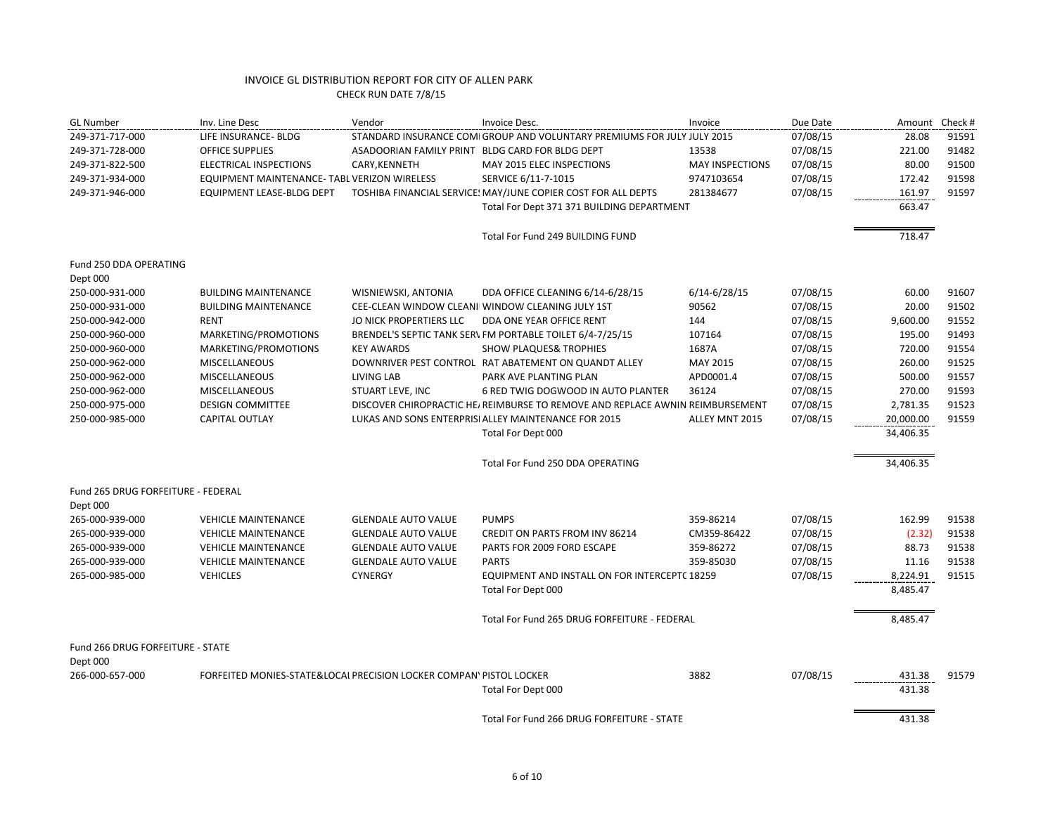# INVOICE GL DISTRIBUTION REPORT FOR CITY OF ALLEN PARK

CHECK RUN DATE 7/8/15

| GL Number | Inv. Line Desc | Vendor | Invoice Desc. | Invoice | Due Date | Amount | Check # |
|---|---|---|---|---|---|---|---|
| 249-371-717-000 | LIFE INSURANCE- BLDG | STANDARD INSURANCE COMI | GROUP AND VOLUNTARY PREMIUMS FOR JULY | JULY 2015 | 07/08/15 | 28.08 | 91591 |
| 249-371-728-000 | OFFICE SUPPLIES | ASADOORIAN FAMILY PRINT | BLDG CARD FOR BLDG DEPT | 13538 | 07/08/15 | 221.00 | 91482 |
| 249-371-822-500 | ELECTRICAL INSPECTIONS | CARY,KENNETH | MAY 2015 ELEC INSPECTIONS | MAY INSPECTIONS | 07/08/15 | 80.00 | 91500 |
| 249-371-934-000 | EQUIPMENT MAINTENANCE- TABL | VERIZON WIRELESS | SERVICE 6/11-7-1015 | 9747103654 | 07/08/15 | 172.42 | 91598 |
| 249-371-946-000 | EQUIPMENT LEASE-BLDG DEPT | TOSHIBA FINANCIAL SERVICE! | MAY/JUNE COPIER COST FOR ALL DEPTS | 281384677 | 07/08/15 | 161.97 | 91597 |
| | | | Total For Dept 371 371 BUILDING DEPARTMENT | | | 663.47 | |
| | | | Total For Fund 249 BUILDING FUND | | | 718.47 | |
| Fund 250 DDA OPERATING | | | | | | | |
| Dept 000 | | | | | | | |
| 250-000-931-000 | BUILDING MAINTENANCE | WISNIEWSKI, ANTONIA | DDA OFFICE CLEANING 6/14-6/28/15 | 6/14-6/28/15 | 07/08/15 | 60.00 | 91607 |
| 250-000-931-000 | BUILDING MAINTENANCE | CEE-CLEAN WINDOW CLEANI | WINDOW CLEANING JULY 1ST | 90562 | 07/08/15 | 20.00 | 91502 |
| 250-000-942-000 | RENT | JO NICK PROPERTIERS LLC | DDA ONE YEAR OFFICE RENT | 144 | 07/08/15 | 9,600.00 | 91552 |
| 250-000-960-000 | MARKETING/PROMOTIONS | BRENDEL'S SEPTIC TANK SER\ | FM PORTABLE TOILET 6/4-7/25/15 | 107164 | 07/08/15 | 195.00 | 91493 |
| 250-000-960-000 | MARKETING/PROMOTIONS | KEY AWARDS | SHOW PLAQUES& TROPHIES | 1687A | 07/08/15 | 720.00 | 91554 |
| 250-000-962-000 | MISCELLANEOUS | DOWNRIVER PEST CONTROL | RAT ABATEMENT ON QUANDT ALLEY | MAY 2015 | 07/08/15 | 260.00 | 91525 |
| 250-000-962-000 | MISCELLANEOUS | LIVING LAB | PARK AVE PLANTING PLAN | APD0001.4 | 07/08/15 | 500.00 | 91557 |
| 250-000-962-000 | MISCELLANEOUS | STUART LEVE, INC | 6 RED TWIG DOGWOOD IN AUTO PLANTER | 36124 | 07/08/15 | 270.00 | 91593 |
| 250-000-975-000 | DESIGN COMMITTEE | DISCOVER CHIROPRACTIC HE/ | REIMBURSE TO REMOVE AND REPLACE AWNIN | REIMBURSEMENT | 07/08/15 | 2,781.35 | 91523 |
| 250-000-985-000 | CAPITAL OUTLAY | LUKAS AND SONS ENTERPRISI | ALLEY MAINTENANCE FOR 2015 | ALLEY MNT 2015 | 07/08/15 | 20,000.00 | 91559 |
| | | | Total For Dept 000 | | | 34,406.35 | |
| | | | Total For Fund 250 DDA OPERATING | | | 34,406.35 | |
| Fund 265 DRUG FORFEITURE - FEDERAL | | | | | | | |
| Dept 000 | | | | | | | |
| 265-000-939-000 | VEHICLE MAINTENANCE | GLENDALE AUTO VALUE | PUMPS | 359-86214 | 07/08/15 | 162.99 | 91538 |
| 265-000-939-000 | VEHICLE MAINTENANCE | GLENDALE AUTO VALUE | CREDIT ON PARTS FROM INV 86214 | CM359-86422 | 07/08/15 | (2.32) | 91538 |
| 265-000-939-000 | VEHICLE MAINTENANCE | GLENDALE AUTO VALUE | PARTS FOR 2009 FORD ESCAPE | 359-86272 | 07/08/15 | 88.73 | 91538 |
| 265-000-939-000 | VEHICLE MAINTENANCE | GLENDALE AUTO VALUE | PARTS | 359-85030 | 07/08/15 | 11.16 | 91538 |
| 265-000-985-000 | VEHICLES | CYNERGY | EQUIPMENT AND INSTALL ON FOR INTERCEPTC | 18259 | 07/08/15 | 8,224.91 | 91515 |
| | | | Total For Dept 000 | | | 8,485.47 | |
| | | | Total For Fund 265 DRUG FORFEITURE - FEDERAL | | | 8,485.47 | |
| Fund 266 DRUG FORFEITURE - STATE | | | | | | | |
| Dept 000 | | | | | | | |
| 266-000-657-000 | FORFEITED MONIES-STATE&LOCAI | PRECISION LOCKER COMPAN' | PISTOL LOCKER | 3882 | 07/08/15 | 431.38 | 91579 |
| | | | Total For Dept 000 | | | 431.38 | |
| | | | Total For Fund 266 DRUG FORFEITURE - STATE | | | 431.38 | |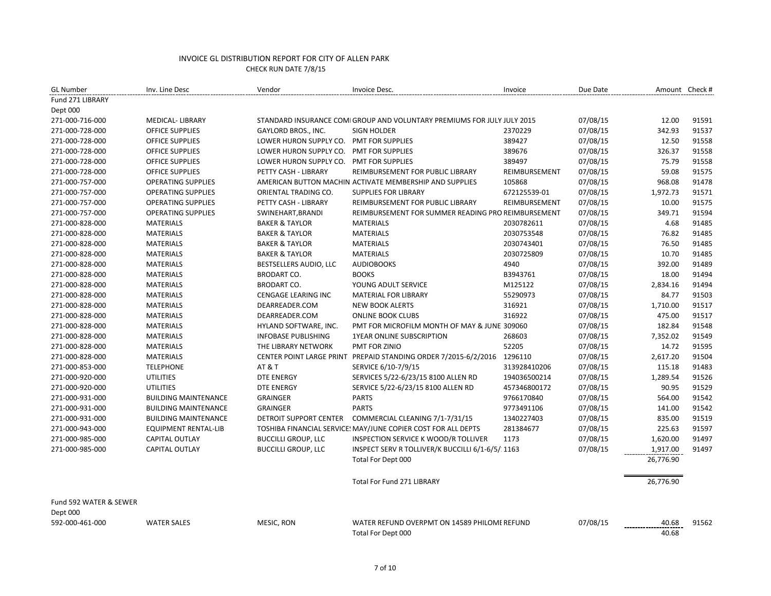INVOICE GL DISTRIBUTION REPORT FOR CITY OF ALLEN PARK
CHECK RUN DATE 7/8/15

| GL Number | Inv. Line Desc | Vendor | Invoice Desc. | Invoice | Due Date | Amount | Check # |
|---|---|---|---|---|---|---|---|
| Fund 271 LIBRARY | | | | | | | |
| Dept 000 | | | | | | | |
| 271-000-716-000 | MEDICAL- LIBRARY | STANDARD INSURANCE COMI | GROUP AND VOLUNTARY PREMIUMS FOR JULY | JULY 2015 | 07/08/15 | 12.00 | 91591 |
| 271-000-728-000 | OFFICE SUPPLIES | GAYLORD BROS., INC. | SIGN HOLDER | 2370229 | 07/08/15 | 342.93 | 91537 |
| 271-000-728-000 | OFFICE SUPPLIES | LOWER HURON SUPPLY CO. | PMT FOR SUPPLIES | 389427 | 07/08/15 | 12.50 | 91558 |
| 271-000-728-000 | OFFICE SUPPLIES | LOWER HURON SUPPLY CO. | PMT FOR SUPPLIES | 389676 | 07/08/15 | 326.37 | 91558 |
| 271-000-728-000 | OFFICE SUPPLIES | LOWER HURON SUPPLY CO. | PMT FOR SUPPLIES | 389497 | 07/08/15 | 75.79 | 91558 |
| 271-000-728-000 | OFFICE SUPPLIES | PETTY CASH - LIBRARY | REIMBURSEMENT FOR PUBLIC LIBRARY | REIMBURSEMENT | 07/08/15 | 59.08 | 91575 |
| 271-000-757-000 | OPERATING SUPPLIES | AMERICAN BUTTON MACHIN | ACTIVATE MEMBERSHIP AND SUPPLIES | 105868 | 07/08/15 | 968.08 | 91478 |
| 271-000-757-000 | OPERATING SUPPLIES | ORIENTAL TRADING CO. | SUPPLIES FOR LIBRARY | 672125539-01 | 07/08/15 | 1,972.73 | 91571 |
| 271-000-757-000 | OPERATING SUPPLIES | PETTY CASH - LIBRARY | REIMBURSEMENT FOR PUBLIC LIBRARY | REIMBURSEMENT | 07/08/15 | 10.00 | 91575 |
| 271-000-757-000 | OPERATING SUPPLIES | SWINEHART,BRANDI | REIMBURSEMENT FOR SUMMER READING PRO | REIMBURSEMENT | 07/08/15 | 349.71 | 91594 |
| 271-000-828-000 | MATERIALS | BAKER & TAYLOR | MATERIALS | 2030782611 | 07/08/15 | 4.68 | 91485 |
| 271-000-828-000 | MATERIALS | BAKER & TAYLOR | MATERIALS | 2030753548 | 07/08/15 | 76.82 | 91485 |
| 271-000-828-000 | MATERIALS | BAKER & TAYLOR | MATERIALS | 2030743401 | 07/08/15 | 76.50 | 91485 |
| 271-000-828-000 | MATERIALS | BAKER & TAYLOR | MATERIALS | 2030725809 | 07/08/15 | 10.70 | 91485 |
| 271-000-828-000 | MATERIALS | BESTSELLERS AUDIO, LLC | AUDIOBOOKS | 4940 | 07/08/15 | 392.00 | 91489 |
| 271-000-828-000 | MATERIALS | BRODART CO. | BOOKS | B3943761 | 07/08/15 | 18.00 | 91494 |
| 271-000-828-000 | MATERIALS | BRODART CO. | YOUNG ADULT SERVICE | M125122 | 07/08/15 | 2,834.16 | 91494 |
| 271-000-828-000 | MATERIALS | CENGAGE LEARING INC | MATERIAL FOR LIBRARY | 55290973 | 07/08/15 | 84.77 | 91503 |
| 271-000-828-000 | MATERIALS | DEARREADER.COM | NEW BOOK ALERTS | 316921 | 07/08/15 | 1,710.00 | 91517 |
| 271-000-828-000 | MATERIALS | DEARREADER.COM | ONLINE BOOK CLUBS | 316922 | 07/08/15 | 475.00 | 91517 |
| 271-000-828-000 | MATERIALS | HYLAND SOFTWARE, INC. | PMT FOR MICROFILM MONTH OF MAY & JUNE | 309060 | 07/08/15 | 182.84 | 91548 |
| 271-000-828-000 | MATERIALS | INFOBASE PUBLISHING | 1YEAR ONLINE SUBSCRIPTION | 268603 | 07/08/15 | 7,352.02 | 91549 |
| 271-000-828-000 | MATERIALS | THE LIBRARY NETWORK | PMT FOR ZINIO | 52205 | 07/08/15 | 14.72 | 91595 |
| 271-000-828-000 | MATERIALS | CENTER POINT LARGE PRINT | PREPAID STANDING ORDER 7/2015-6/2/2016 | 1296110 | 07/08/15 | 2,617.20 | 91504 |
| 271-000-853-000 | TELEPHONE | AT & T | SERVICE 6/10-7/9/15 | 313928410206 | 07/08/15 | 115.18 | 91483 |
| 271-000-920-000 | UTILITIES | DTE ENERGY | SERVICES 5/22-6/23/15 8100 ALLEN RD | 194036500214 | 07/08/15 | 1,289.54 | 91526 |
| 271-000-920-000 | UTILITIES | DTE ENERGY | SERVICE 5/22-6/23/15 8100 ALLEN RD | 457346800172 | 07/08/15 | 90.95 | 91529 |
| 271-000-931-000 | BUILDING MAINTENANCE | GRAINGER | PARTS | 9766170840 | 07/08/15 | 564.00 | 91542 |
| 271-000-931-000 | BUILDING MAINTENANCE | GRAINGER | PARTS | 9773491106 | 07/08/15 | 141.00 | 91542 |
| 271-000-931-000 | BUILDING MAINTENANCE | DETROIT SUPPORT CENTER | COMMERCIAL CLEANING 7/1-7/31/15 | 1340227403 | 07/08/15 | 835.00 | 91519 |
| 271-000-943-000 | EQUIPMENT RENTAL-LIB | TOSHIBA FINANCIAL SERVICE | MAY/JUNE COPIER COST FOR ALL DEPTS | 281384677 | 07/08/15 | 225.63 | 91597 |
| 271-000-985-000 | CAPITAL OUTLAY | BUCCILLI GROUP, LLC | INSPECTION SERVICE K WOOD/R TOLLIVER | 1173 | 07/08/15 | 1,620.00 | 91497 |
| 271-000-985-000 | CAPITAL OUTLAY | BUCCILLI GROUP, LLC | INSPECT SERV R TOLLIVER/K BUCCILLI 6/1-6/5/ | 1163 | 07/08/15 | 1,917.00 | 91497 |
| | | | Total For Dept 000 | | | 26,776.90 | |
| | | | Total For Fund 271 LIBRARY | | | 26,776.90 | |
| Fund 592 WATER & SEWER | | | | | | | |
| Dept 000 | | | | | | | |
| 592-000-461-000 | WATER SALES | MESIC, RON | WATER REFUND OVERPMT ON 14589 PHILOME | REFUND | 07/08/15 | 40.68 | 91562 |
| | | | Total For Dept 000 | | | 40.68 | |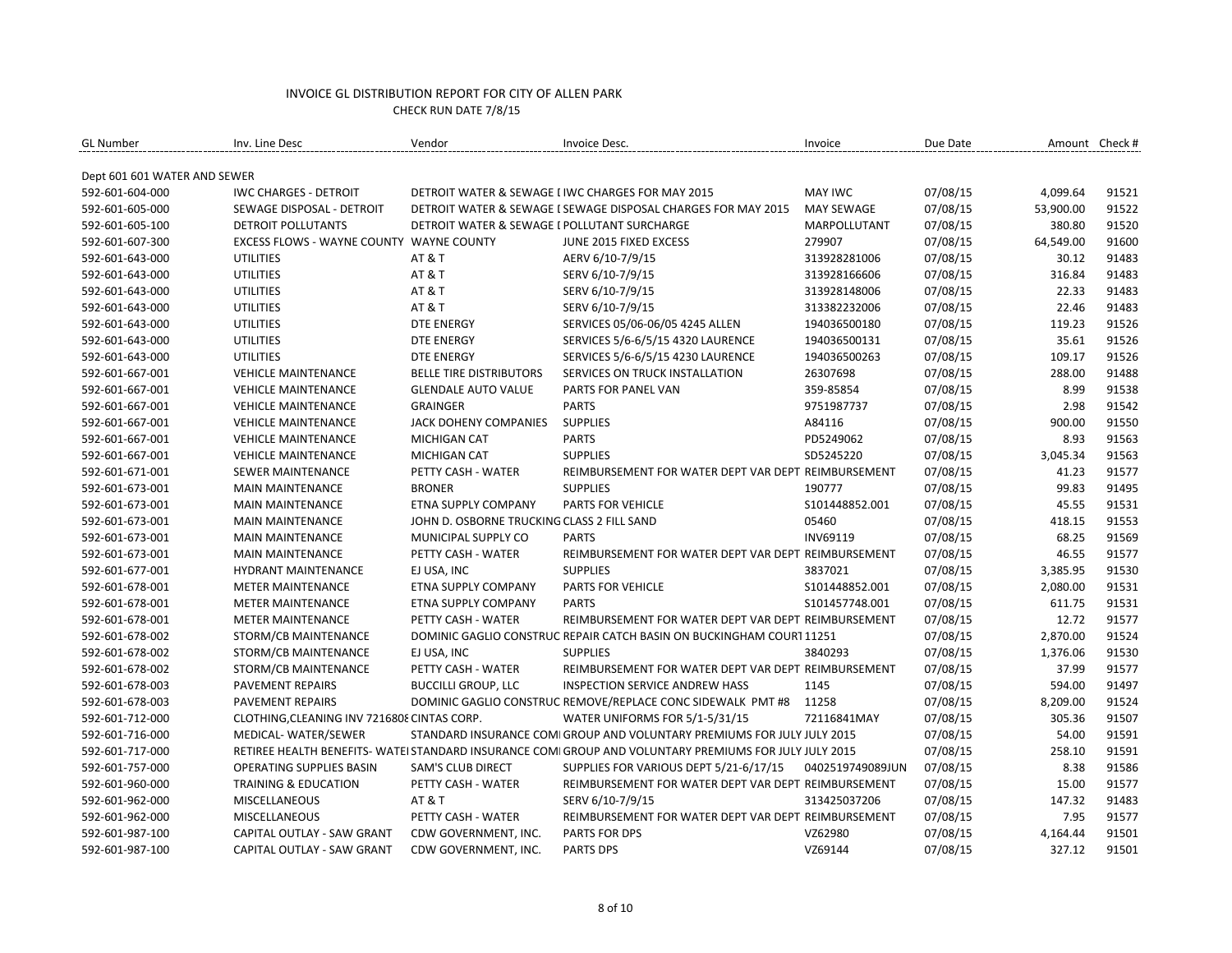# INVOICE GL DISTRIBUTION REPORT FOR CITY OF ALLEN PARK

CHECK RUN DATE 7/8/15

| GL Number | Inv. Line Desc | Vendor | Invoice Desc. | Invoice | Due Date | Amount | Check # |
|---|---|---|---|---|---|---|---|
| Dept 601 601 WATER AND SEWER | | | | | | | |
| 592-601-604-000 | IWC CHARGES - DETROIT | DETROIT WATER & SEWAGE I | IWC CHARGES FOR MAY 2015 | MAY IWC | 07/08/15 | 4,099.64 | 91521 |
| 592-601-605-000 | SEWAGE DISPOSAL - DETROIT | DETROIT WATER & SEWAGE I | SEWAGE DISPOSAL CHARGES FOR MAY 2015 | MAY SEWAGE | 07/08/15 | 53,900.00 | 91522 |
| 592-601-605-100 | DETROIT POLLUTANTS | DETROIT WATER & SEWAGE I | POLLUTANT SURCHARGE | MARPOLLUTANT | 07/08/15 | 380.80 | 91520 |
| 592-601-607-300 | EXCESS FLOWS - WAYNE COUNTY | WAYNE COUNTY | JUNE 2015 FIXED EXCESS | 279907 | 07/08/15 | 64,549.00 | 91600 |
| 592-601-643-000 | UTILITIES | AT & T | AERV 6/10-7/9/15 | 313928281006 | 07/08/15 | 30.12 | 91483 |
| 592-601-643-000 | UTILITIES | AT & T | SERV 6/10-7/9/15 | 313928166606 | 07/08/15 | 316.84 | 91483 |
| 592-601-643-000 | UTILITIES | AT & T | SERV 6/10-7/9/15 | 313928148006 | 07/08/15 | 22.33 | 91483 |
| 592-601-643-000 | UTILITIES | AT & T | SERV 6/10-7/9/15 | 313382232006 | 07/08/15 | 22.46 | 91483 |
| 592-601-643-000 | UTILITIES | DTE ENERGY | SERVICES 05/06-06/05 4245 ALLEN | 194036500180 | 07/08/15 | 119.23 | 91526 |
| 592-601-643-000 | UTILITIES | DTE ENERGY | SERVICES 5/6-6/5/15 4320 LAURENCE | 194036500131 | 07/08/15 | 35.61 | 91526 |
| 592-601-643-000 | UTILITIES | DTE ENERGY | SERVICES 5/6-6/5/15 4230 LAURENCE | 194036500263 | 07/08/15 | 109.17 | 91526 |
| 592-601-667-001 | VEHICLE MAINTENANCE | BELLE TIRE DISTRIBUTORS | SERVICES ON TRUCK INSTALLATION | 26307698 | 07/08/15 | 288.00 | 91488 |
| 592-601-667-001 | VEHICLE MAINTENANCE | GLENDALE AUTO VALUE | PARTS FOR PANEL VAN | 359-85854 | 07/08/15 | 8.99 | 91538 |
| 592-601-667-001 | VEHICLE MAINTENANCE | GRAINGER | PARTS | 9751987737 | 07/08/15 | 2.98 | 91542 |
| 592-601-667-001 | VEHICLE MAINTENANCE | JACK DOHENY COMPANIES | SUPPLIES | A84116 | 07/08/15 | 900.00 | 91550 |
| 592-601-667-001 | VEHICLE MAINTENANCE | MICHIGAN CAT | PARTS | PD5249062 | 07/08/15 | 8.93 | 91563 |
| 592-601-667-001 | VEHICLE MAINTENANCE | MICHIGAN CAT | SUPPLIES | SD5245220 | 07/08/15 | 3,045.34 | 91563 |
| 592-601-671-001 | SEWER MAINTENANCE | PETTY CASH - WATER | REIMBURSEMENT FOR WATER DEPT VAR DEPT | REIMBURSEMENT | 07/08/15 | 41.23 | 91577 |
| 592-601-673-001 | MAIN MAINTENANCE | BRONER | SUPPLIES | 190777 | 07/08/15 | 99.83 | 91495 |
| 592-601-673-001 | MAIN MAINTENANCE | ETNA SUPPLY COMPANY | PARTS FOR VEHICLE | S101448852.001 | 07/08/15 | 45.55 | 91531 |
| 592-601-673-001 | MAIN MAINTENANCE | JOHN D. OSBORNE TRUCKING | CLASS 2 FILL SAND | 05460 | 07/08/15 | 418.15 | 91553 |
| 592-601-673-001 | MAIN MAINTENANCE | MUNICIPAL SUPPLY CO | PARTS | INV69119 | 07/08/15 | 68.25 | 91569 |
| 592-601-673-001 | MAIN MAINTENANCE | PETTY CASH - WATER | REIMBURSEMENT FOR WATER DEPT VAR DEPT | REIMBURSEMENT | 07/08/15 | 46.55 | 91577 |
| 592-601-677-001 | HYDRANT MAINTENANCE | EJ USA, INC | SUPPLIES | 3837021 | 07/08/15 | 3,385.95 | 91530 |
| 592-601-678-001 | METER MAINTENANCE | ETNA SUPPLY COMPANY | PARTS FOR VEHICLE | S101448852.001 | 07/08/15 | 2,080.00 | 91531 |
| 592-601-678-001 | METER MAINTENANCE | ETNA SUPPLY COMPANY | PARTS | S101457748.001 | 07/08/15 | 611.75 | 91531 |
| 592-601-678-001 | METER MAINTENANCE | PETTY CASH - WATER | REIMBURSEMENT FOR WATER DEPT VAR DEPT | REIMBURSEMENT | 07/08/15 | 12.72 | 91577 |
| 592-601-678-002 | STORM/CB MAINTENANCE | DOMINIC GAGLIO CONSTRUC | REPAIR CATCH BASIN ON BUCKINGHAM COURT | 11251 | 07/08/15 | 2,870.00 | 91524 |
| 592-601-678-002 | STORM/CB MAINTENANCE | EJ USA, INC | SUPPLIES | 3840293 | 07/08/15 | 1,376.06 | 91530 |
| 592-601-678-002 | STORM/CB MAINTENANCE | PETTY CASH - WATER | REIMBURSEMENT FOR WATER DEPT VAR DEPT | REIMBURSEMENT | 07/08/15 | 37.99 | 91577 |
| 592-601-678-003 | PAVEMENT REPAIRS | BUCCILLI GROUP, LLC | INSPECTION SERVICE ANDREW HASS | 1145 | 07/08/15 | 594.00 | 91497 |
| 592-601-678-003 | PAVEMENT REPAIRS | DOMINIC GAGLIO CONSTRUC | REMOVE/REPLACE CONC SIDEWALK PMT #8 | 11258 | 07/08/15 | 8,209.00 | 91524 |
| 592-601-712-000 | CLOTHING,CLEANING INV 7216808 | CINTAS CORP. | WATER UNIFORMS FOR 5/1-5/31/15 | 72116841MAY | 07/08/15 | 305.36 | 91507 |
| 592-601-716-000 | MEDICAL- WATER/SEWER | STANDARD INSURANCE COMI | GROUP AND VOLUNTARY PREMIUMS FOR JULY | JULY 2015 | 07/08/15 | 54.00 | 91591 |
| 592-601-717-000 | RETIREE HEALTH BENEFITS- WATE | STANDARD INSURANCE COMI | GROUP AND VOLUNTARY PREMIUMS FOR JULY | JULY 2015 | 07/08/15 | 258.10 | 91591 |
| 592-601-757-000 | OPERATING SUPPLIES BASIN | SAM'S CLUB DIRECT | SUPPLIES FOR VARIOUS DEPT 5/21-6/17/15 | 0402519749089JUN | 07/08/15 | 8.38 | 91586 |
| 592-601-960-000 | TRAINING & EDUCATION | PETTY CASH - WATER | REIMBURSEMENT FOR WATER DEPT VAR DEPT | REIMBURSEMENT | 07/08/15 | 15.00 | 91577 |
| 592-601-962-000 | MISCELLANEOUS | AT & T | SERV 6/10-7/9/15 | 313425037206 | 07/08/15 | 147.32 | 91483 |
| 592-601-962-000 | MISCELLANEOUS | PETTY CASH - WATER | REIMBURSEMENT FOR WATER DEPT VAR DEPT | REIMBURSEMENT | 07/08/15 | 7.95 | 91577 |
| 592-601-987-100 | CAPITAL OUTLAY - SAW GRANT | CDW GOVERNMENT, INC. | PARTS FOR DPS | VZ62980 | 07/08/15 | 4,164.44 | 91501 |
| 592-601-987-100 | CAPITAL OUTLAY - SAW GRANT | CDW GOVERNMENT, INC. | PARTS DPS | VZ69144 | 07/08/15 | 327.12 | 91501 |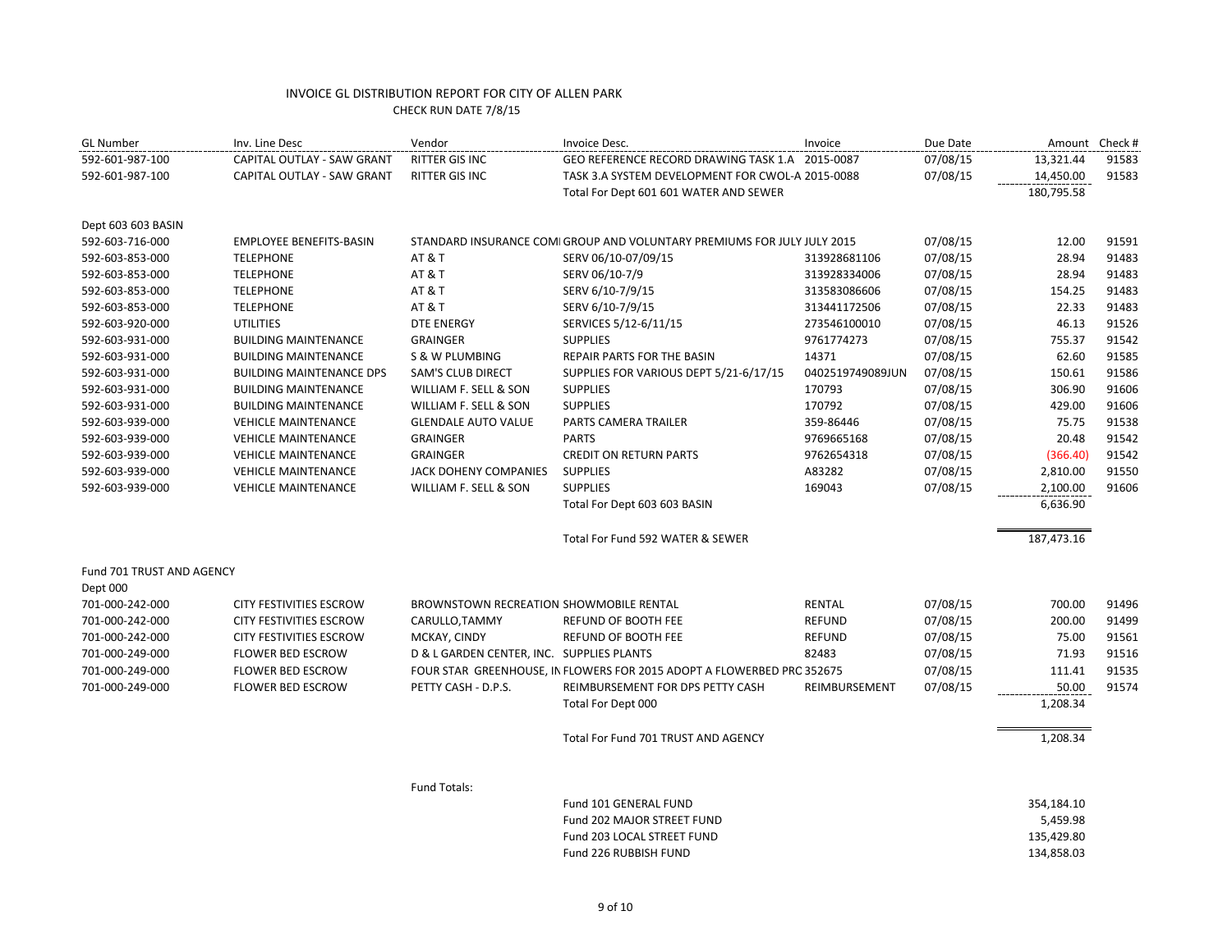# INVOICE GL DISTRIBUTION REPORT FOR CITY OF ALLEN PARK

CHECK RUN DATE 7/8/15

| GL Number | Inv. Line Desc | Vendor | Invoice Desc. | Invoice | Due Date | Amount | Check # |
|---|---|---|---|---|---|---|---|
| 592-601-987-100 | CAPITAL OUTLAY - SAW GRANT | RITTER GIS INC | GEO REFERENCE RECORD DRAWING TASK 1.A | 2015-0087 | 07/08/15 | 13,321.44 | 91583 |
| 592-601-987-100 | CAPITAL OUTLAY - SAW GRANT | RITTER GIS INC | TASK 3.A SYSTEM DEVELOPMENT FOR CWOL-A | 2015-0088 | 07/08/15 | 14,450.00 | 91583 |
| | | | Total For Dept 601 601 WATER AND SEWER | | | 180,795.58 | |
| Dept 603 603 BASIN | | | | | | | |
| 592-603-716-000 | EMPLOYEE BENEFITS-BASIN | STANDARD INSURANCE COMI | GROUP AND VOLUNTARY PREMIUMS FOR JULY | JULY 2015 | 07/08/15 | 12.00 | 91591 |
| 592-603-853-000 | TELEPHONE | AT & T | SERV 06/10-07/09/15 | 313928681106 | 07/08/15 | 28.94 | 91483 |
| 592-603-853-000 | TELEPHONE | AT & T | SERV 06/10-7/9 | 313928334006 | 07/08/15 | 28.94 | 91483 |
| 592-603-853-000 | TELEPHONE | AT & T | SERV 6/10-7/9/15 | 313583086606 | 07/08/15 | 154.25 | 91483 |
| 592-603-853-000 | TELEPHONE | AT & T | SERV 6/10-7/9/15 | 313441172506 | 07/08/15 | 22.33 | 91483 |
| 592-603-920-000 | UTILITIES | DTE ENERGY | SERVICES 5/12-6/11/15 | 273546100010 | 07/08/15 | 46.13 | 91526 |
| 592-603-931-000 | BUILDING MAINTENANCE | GRAINGER | SUPPLIES | 9761774273 | 07/08/15 | 755.37 | 91542 |
| 592-603-931-000 | BUILDING MAINTENANCE | S & W PLUMBING | REPAIR PARTS FOR THE BASIN | 14371 | 07/08/15 | 62.60 | 91585 |
| 592-603-931-000 | BUILDING MAINTENANCE DPS | SAM'S CLUB DIRECT | SUPPLIES FOR VARIOUS DEPT 5/21-6/17/15 | 0402519749089JUN | 07/08/15 | 150.61 | 91586 |
| 592-603-931-000 | BUILDING MAINTENANCE | WILLIAM F. SELL & SON | SUPPLIES | 170793 | 07/08/15 | 306.90 | 91606 |
| 592-603-931-000 | BUILDING MAINTENANCE | WILLIAM F. SELL & SON | SUPPLIES | 170792 | 07/08/15 | 429.00 | 91606 |
| 592-603-939-000 | VEHICLE MAINTENANCE | GLENDALE AUTO VALUE | PARTS CAMERA TRAILER | 359-86446 | 07/08/15 | 75.75 | 91538 |
| 592-603-939-000 | VEHICLE MAINTENANCE | GRAINGER | PARTS | 9769665168 | 07/08/15 | 20.48 | 91542 |
| 592-603-939-000 | VEHICLE MAINTENANCE | GRAINGER | CREDIT ON RETURN PARTS | 9762654318 | 07/08/15 | (366.40) | 91542 |
| 592-603-939-000 | VEHICLE MAINTENANCE | JACK DOHENY COMPANIES | SUPPLIES | A83282 | 07/08/15 | 2,810.00 | 91550 |
| 592-603-939-000 | VEHICLE MAINTENANCE | WILLIAM F. SELL & SON | SUPPLIES | 169043 | 07/08/15 | 2,100.00 | 91606 |
| | | | Total For Dept 603 603 BASIN | | | 6,636.90 | |
| | | | Total For Fund 592 WATER & SEWER | | | 187,473.16 | |
| Fund 701 TRUST AND AGENCY | | | | | | | |
| Dept 000 | | | | | | | |
| 701-000-242-000 | CITY FESTIVITIES ESCROW | BROWNSTOWN RECREATION | SHOWMOBILE RENTAL | RENTAL | 07/08/15 | 700.00 | 91496 |
| 701-000-242-000 | CITY FESTIVITIES ESCROW | CARULLO,TAMMY | REFUND OF BOOTH FEE | REFUND | 07/08/15 | 200.00 | 91499 |
| 701-000-242-000 | CITY FESTIVITIES ESCROW | MCKAY, CINDY | REFUND OF BOOTH FEE | REFUND | 07/08/15 | 75.00 | 91561 |
| 701-000-249-000 | FLOWER BED ESCROW | D & L GARDEN CENTER, INC. | SUPPLIES PLANTS | 82483 | 07/08/15 | 71.93 | 91516 |
| 701-000-249-000 | FLOWER BED ESCROW | FOUR STAR GREENHOUSE, IN | FLOWERS FOR 2015 ADOPT A FLOWERBED PRC | 352675 | 07/08/15 | 111.41 | 91535 |
| 701-000-249-000 | FLOWER BED ESCROW | PETTY CASH - D.P.S. | REIMBURSEMENT FOR DPS PETTY CASH | REIMBURSEMENT | 07/08/15 | 50.00 | 91574 |
| | | | Total For Dept 000 | | | 1,208.34 | |
| | | | Total For Fund 701 TRUST AND AGENCY | | | 1,208.34 | |
| | | Fund Totals: | | | | | |
| | | | Fund 101 GENERAL FUND | | | 354,184.10 | |
| | | | Fund 202 MAJOR STREET FUND | | | 5,459.98 | |
| | | | Fund 203 LOCAL STREET FUND | | | 135,429.80 | |
| | | | Fund 226 RUBBISH FUND | | | 134,858.03 | |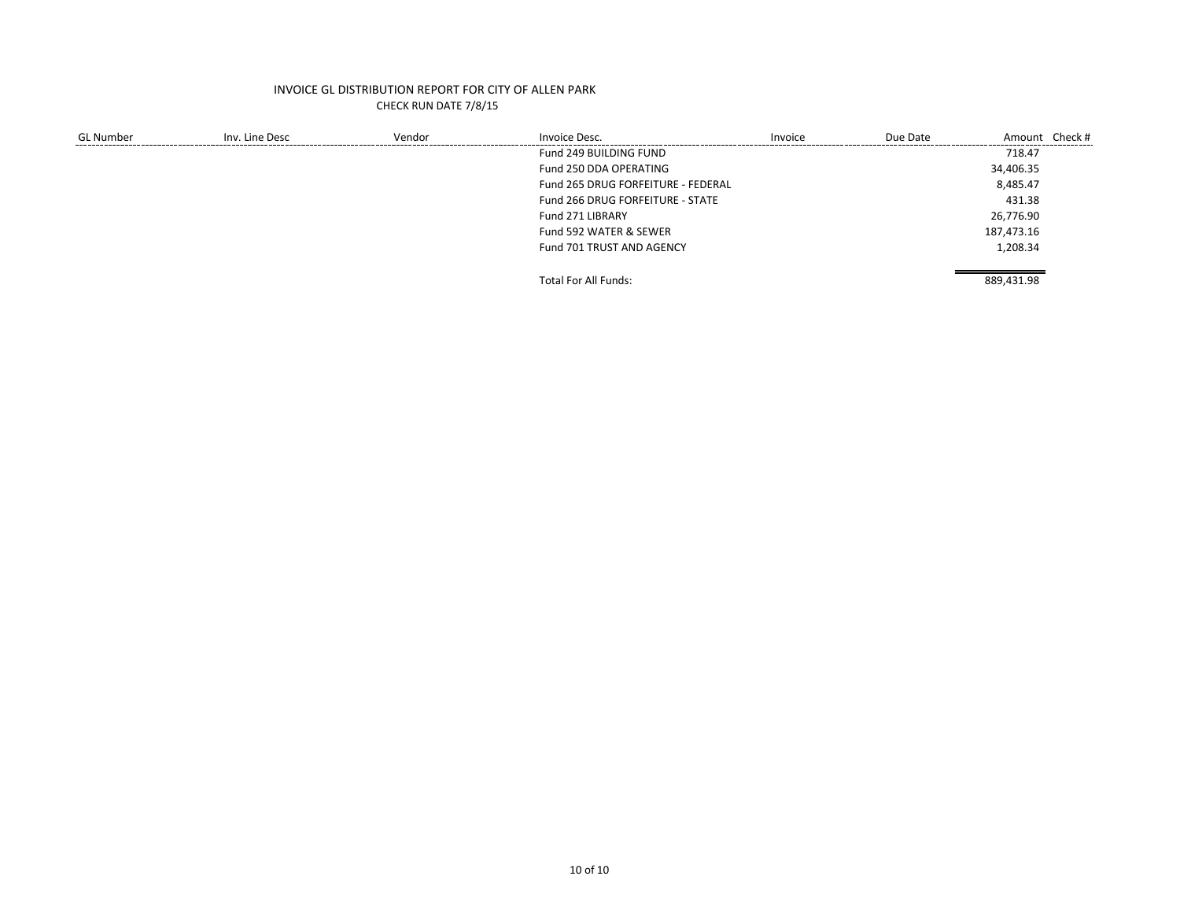INVOICE GL DISTRIBUTION REPORT FOR CITY OF ALLEN PARK
CHECK RUN DATE 7/8/15

| GL Number | Inv. Line Desc | Vendor | Invoice Desc. | Invoice | Due Date | Amount | Check # |
|---|---|---|---|---|---|---|---|
| | | | Fund 249 BUILDING FUND | | | 718.47 | |
| | | | Fund 250 DDA OPERATING | | | 34,406.35 | |
| | | | Fund 265 DRUG FORFEITURE - FEDERAL | | | 8,485.47 | |
| | | | Fund 266 DRUG FORFEITURE - STATE | | | 431.38 | |
| | | | Fund 271 LIBRARY | | | 26,776.90 | |
| | | | Fund 592 WATER & SEWER | | | 187,473.16 | |
| | | | Fund 701 TRUST AND AGENCY | | | 1,208.34 | |
| | | | Total For All Funds: | | | 889,431.98 | |